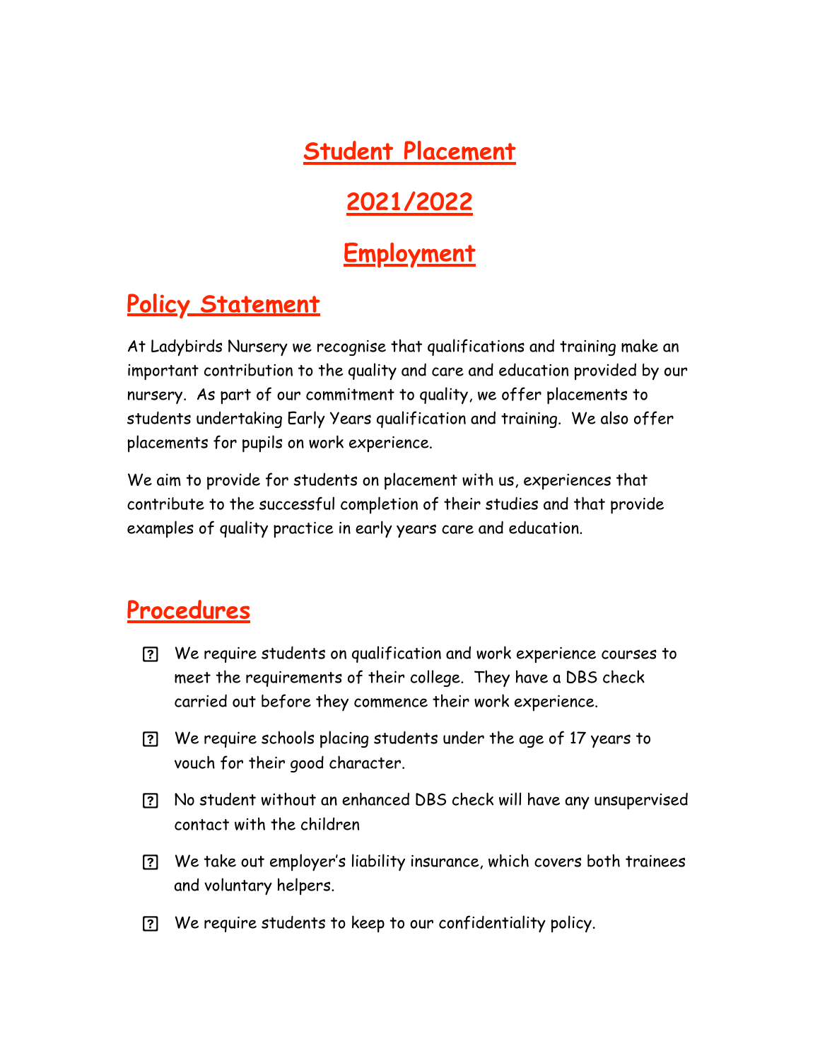# Student Placement

# 2021/2022

# Employment

## Policy Statement

At Ladybirds Nursery we recognise that qualifications and training make an important contribution to the quality and care and education provided by our nursery. As part of our commitment to quality, we offer placements to students undertaking Early Years qualification and training. We also offer placements for pupils on work experience.

We aim to provide for students on placement with us, experiences that contribute to the successful completion of their studies and that provide examples of quality practice in early years care and education.

## Procedures

- We require students on qualification and work experience courses to meet the requirements of their college. They have a DBS check carried out before they commence their work experience.
- We require schools placing students under the age of 17 years to vouch for their good character.
- No student without an enhanced DBS check will have any unsupervised contact with the children
- We take out employer's liability insurance, which covers both trainees and voluntary helpers.
- We require students to keep to our confidentiality policy.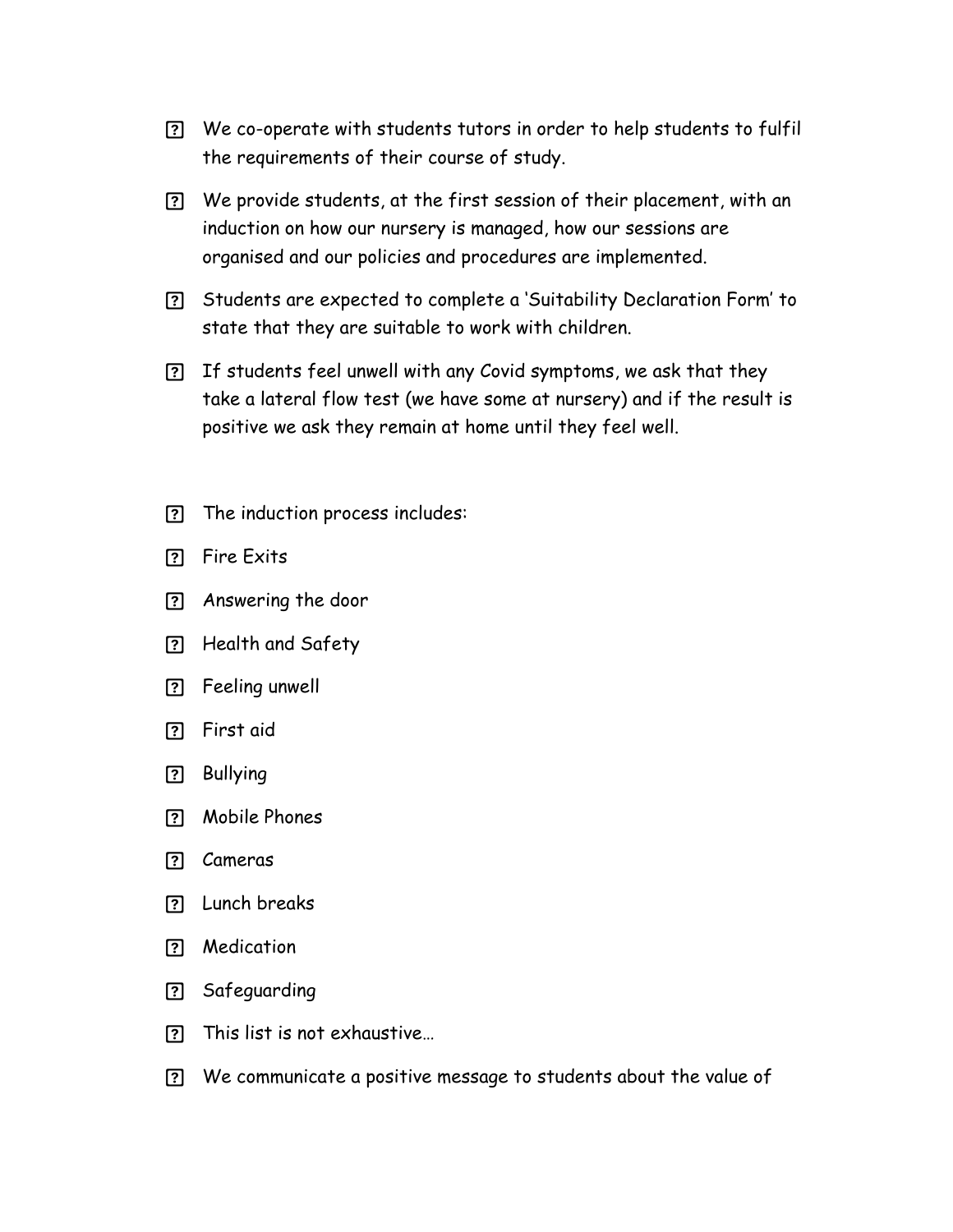- We co-operate with students tutors in order to help students to fulfil the requirements of their course of study.
- We provide students, at the first session of their placement, with an induction on how our nursery is managed, how our sessions are organised and our policies and procedures are implemented.
- Students are expected to complete a 'Suitability Declaration Form' to state that they are suitable to work with children.
- If students feel unwell with any Covid symptoms, we ask that they take a lateral flow test (we have some at nursery) and if the result is positive we ask they remain at home until they feel well.

- The induction process includes:
- Fire Exits
- Answering the door
- Health and Safety
- Feeling unwell
- First aid
- Bullying
- Mobile Phones
- Cameras
- Lunch breaks
- Medication
- Safeguarding
- This list is not exhaustive…
- We communicate a positive message to students about the value of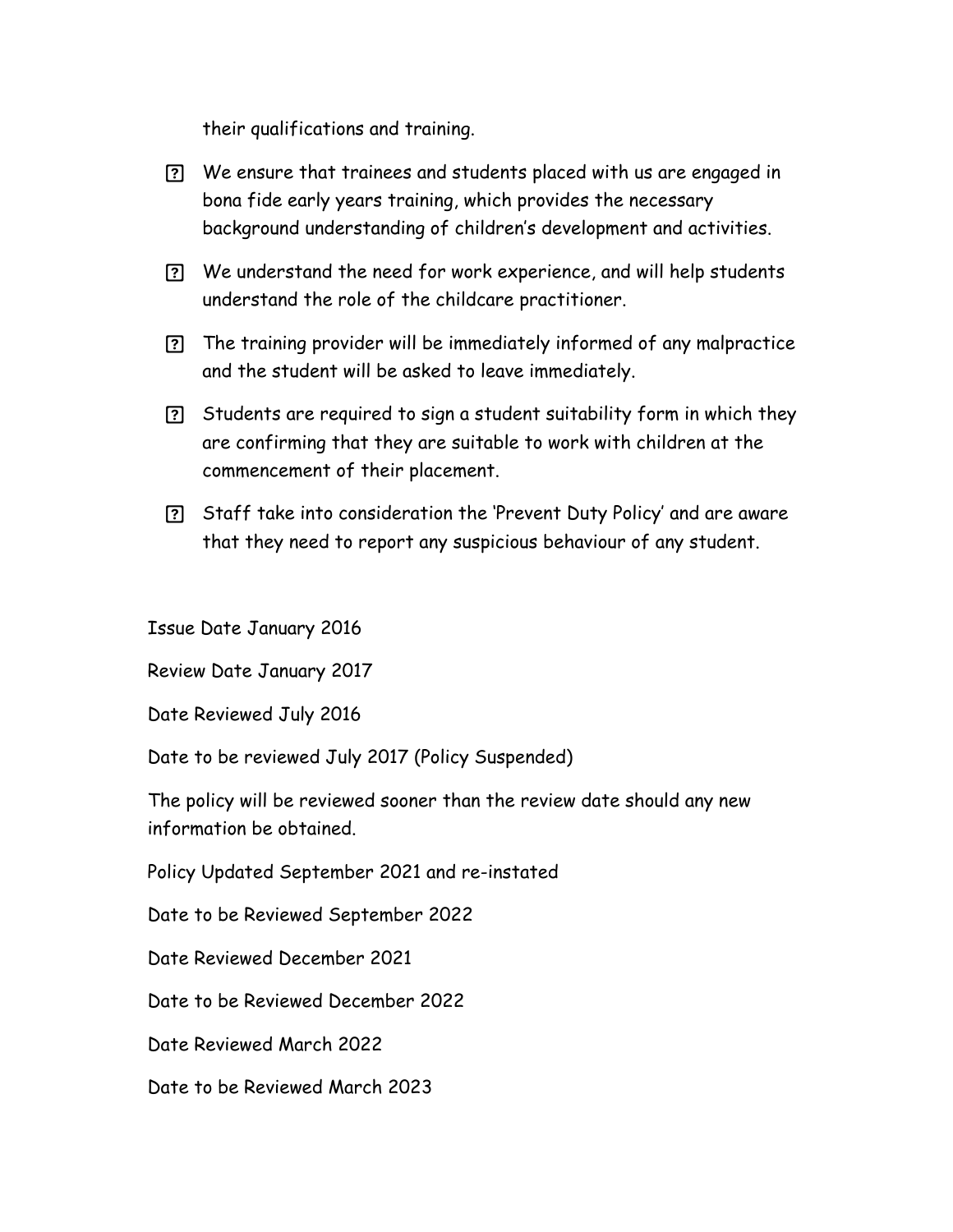their qualifications and training.

- We ensure that trainees and students placed with us are engaged in bona fide early years training, which provides the necessary background understanding of children's development and activities.
- We understand the need for work experience, and will help students understand the role of the childcare practitioner.
- The training provider will be immediately informed of any malpractice and the student will be asked to leave immediately.
- Students are required to sign a student suitability form in which they are confirming that they are suitable to work with children at the commencement of their placement.
- Staff take into consideration the 'Prevent Duty Policy' and are aware that they need to report any suspicious behaviour of any student.

Issue Date January 2016

Review Date January 2017

Date Reviewed July 2016

Date to be reviewed July 2017 (Policy Suspended)

The policy will be reviewed sooner than the review date should any new information be obtained.

Policy Updated September 2021 and re-instated

Date to be Reviewed September 2022

Date Reviewed December 2021

Date to be Reviewed December 2022

Date Reviewed March 2022

Date to be Reviewed March 2023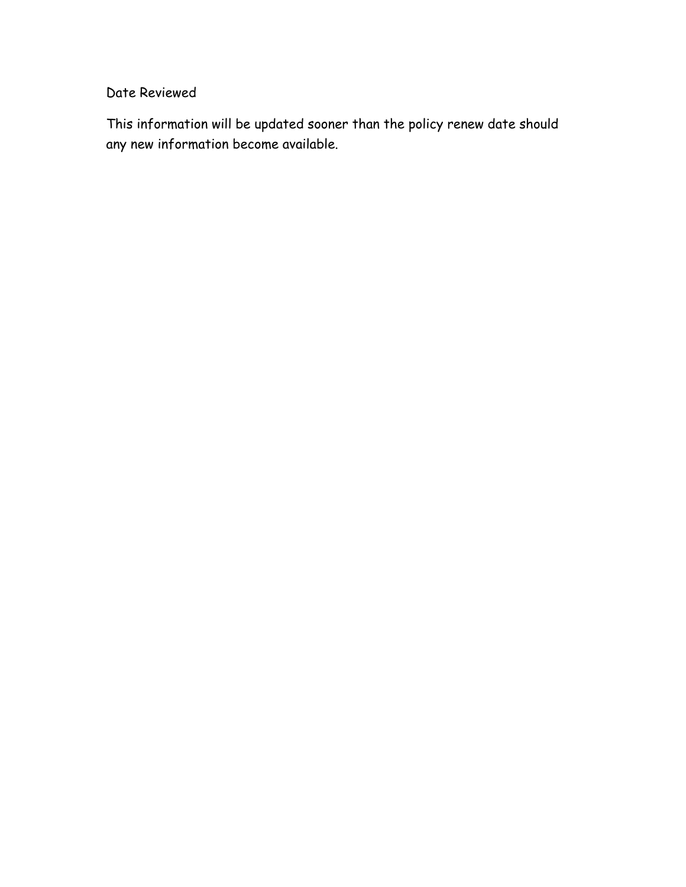Date Reviewed

This information will be updated sooner than the policy renew date should any new information become available.